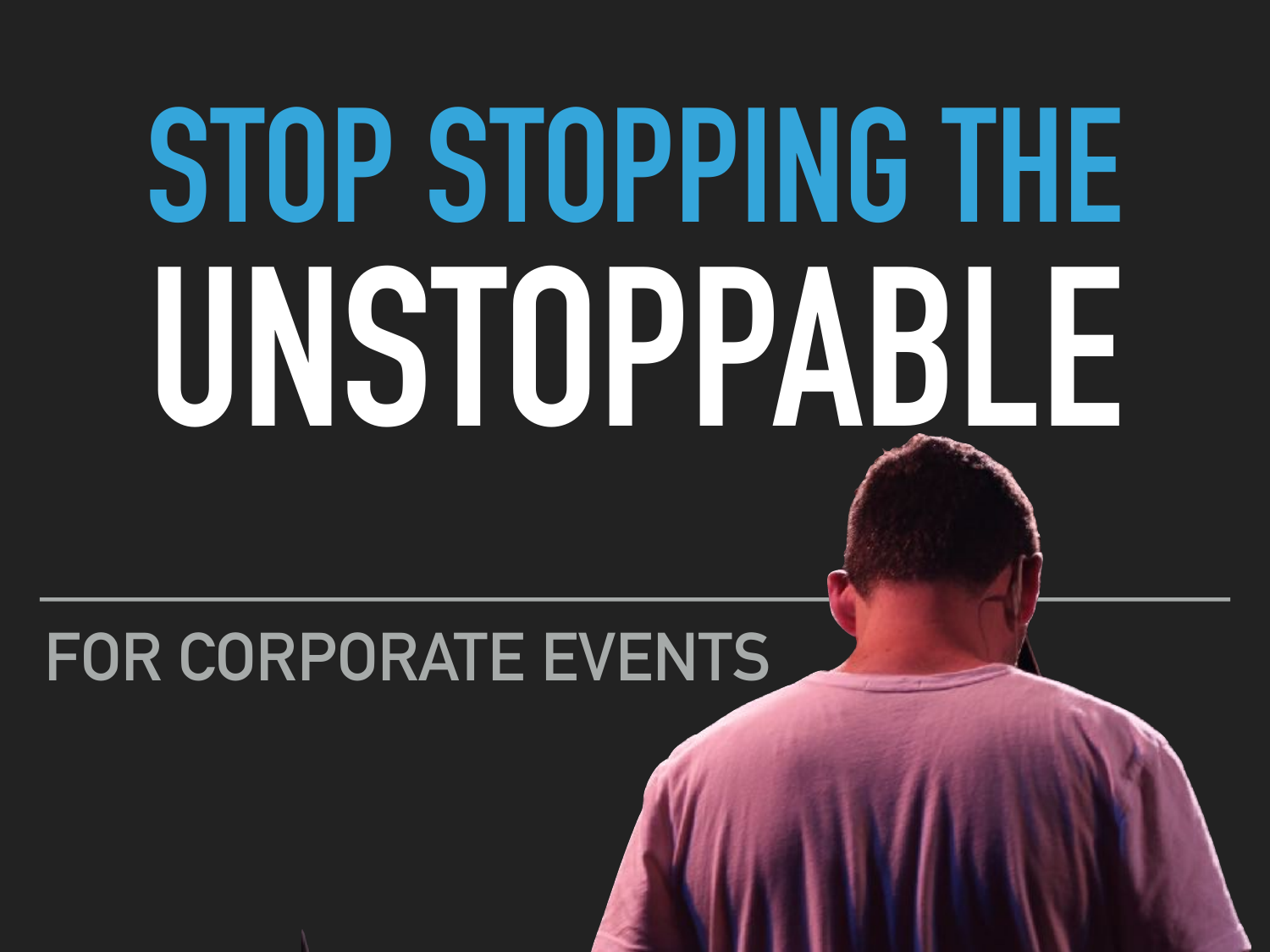# STOP STOPPING THE UNSTOPPABLE

## FOR CORPORATE EVENTS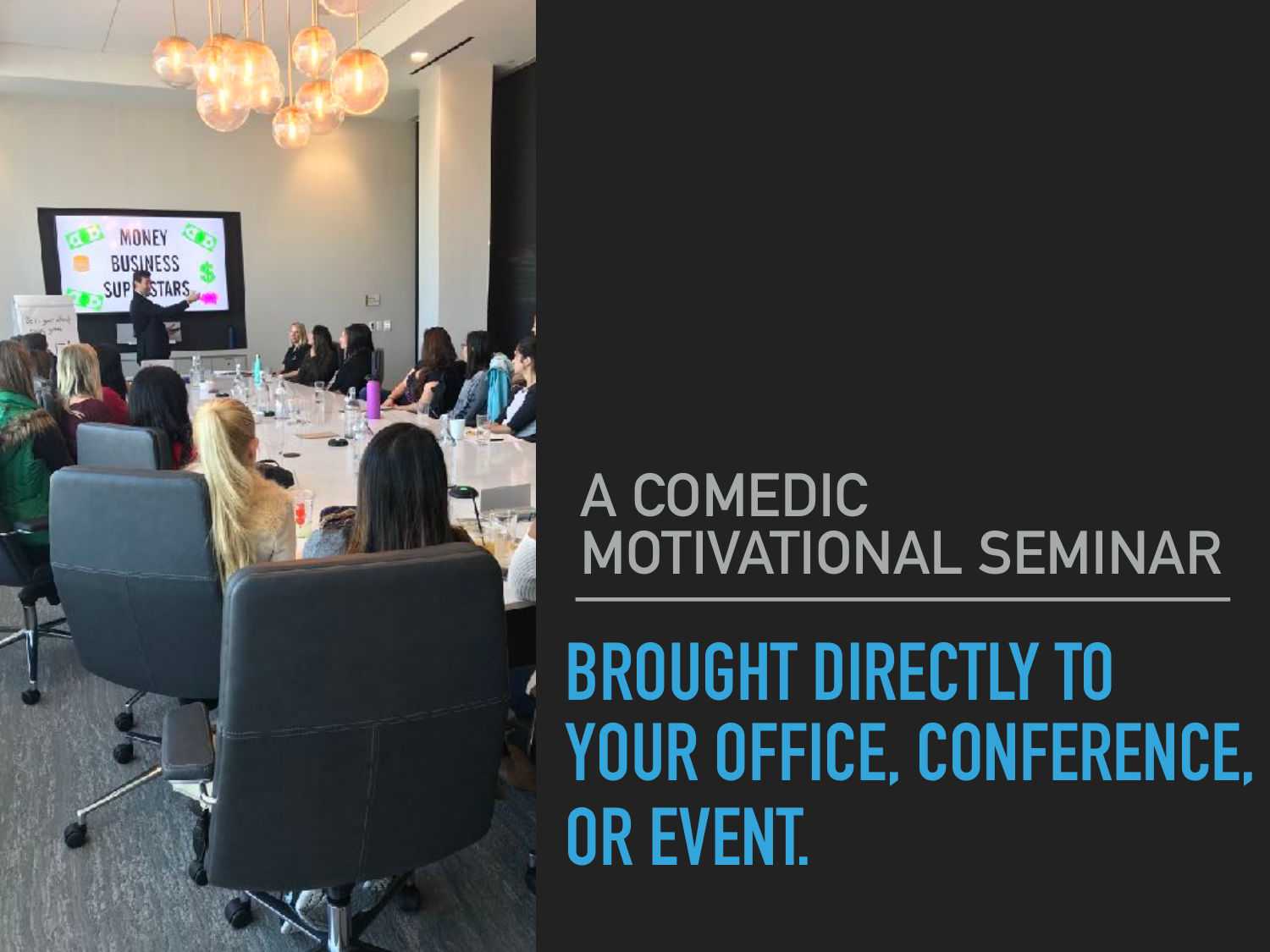A COMEDIC MOTIVATIONAL SEMINAR

**BROUGHT DIRECTLY TO YOUR OFFICE, CONFERENCE, OR EVENT.**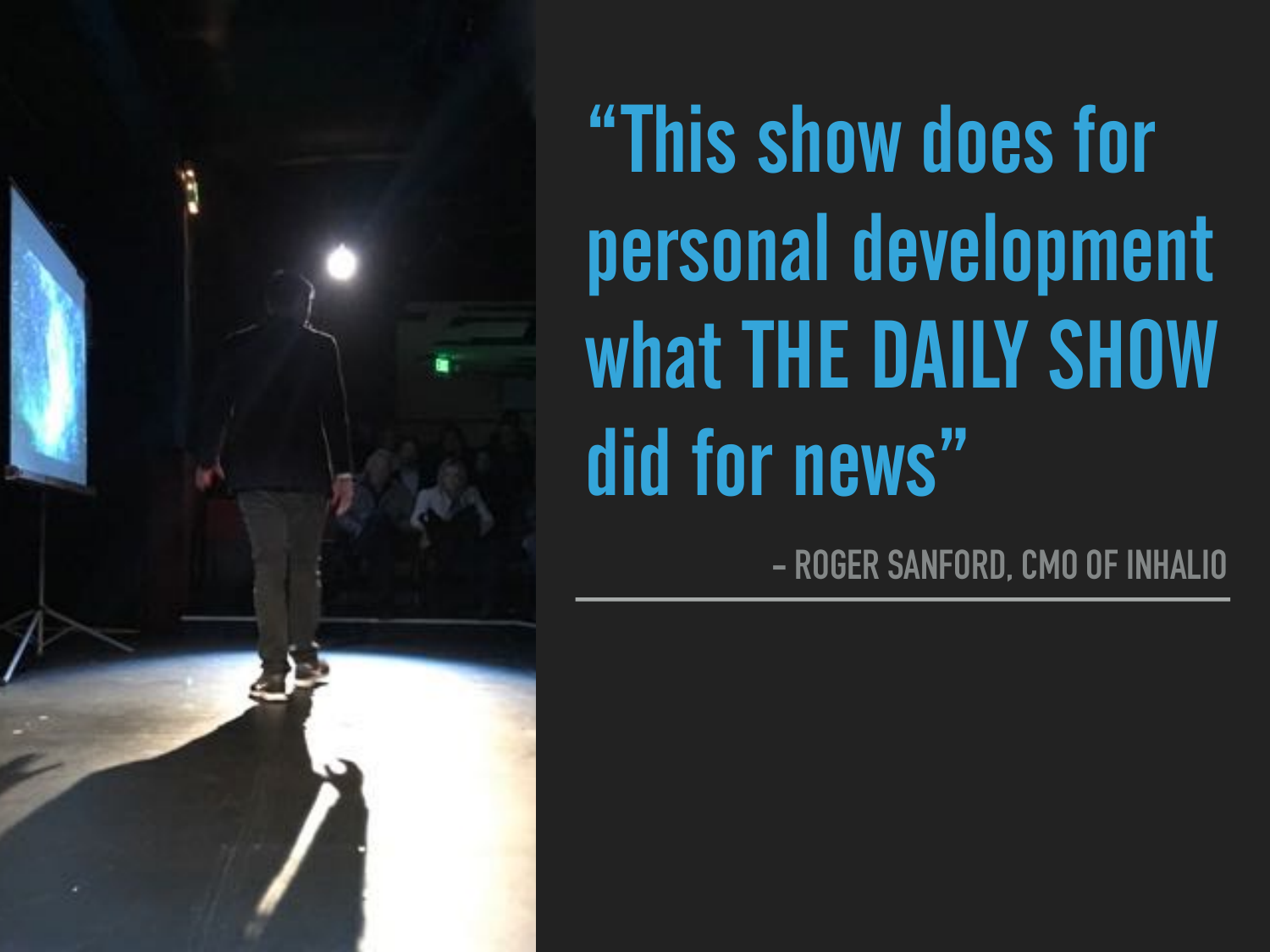"This show does for personal development what **THE DAILY SHOW** did for news"

– ROGER SANFORD, CMO OF INHALIO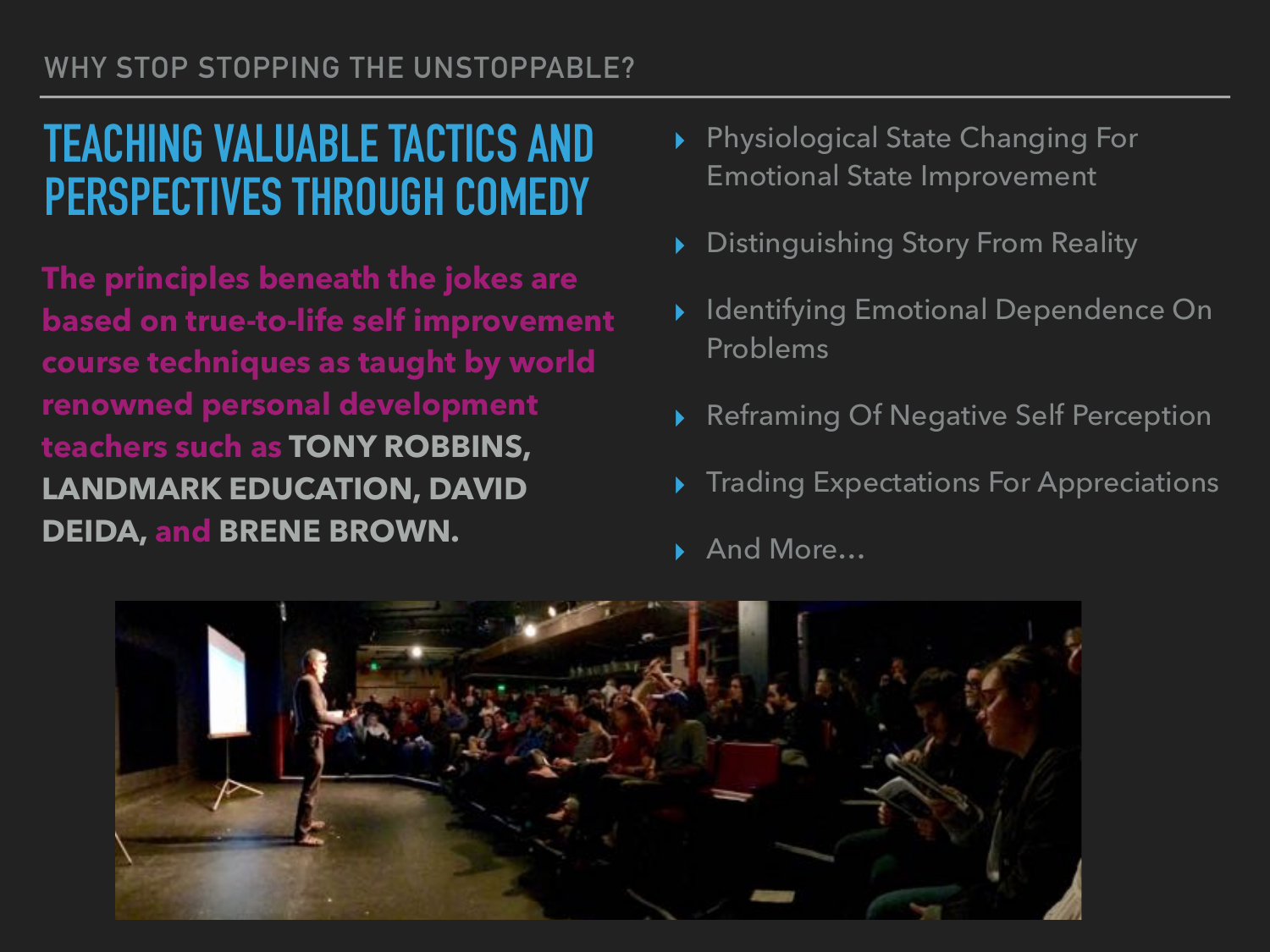WHY STOP STOPPING THE UNSTOPPABLE?

## TEACHING VALUABLE TACTICS AND PERSPECTIVES THROUGH COMEDY

**The principles beneath the jokes are based on true-to-life self improvement course techniques as taught by world renowned personal development teachers such as TONY ROBBINS, LANDMARK EDUCATION, DAVID DEIDA, and BRENE BROWN.**

- Physiological State Changing For Emotional State Improvement
- Distinguishing Story From Reality
- Identifying Emotional Dependence On Problems
- Reframing Of Negative Self Perception
- Trading Expectations For Appreciations
- And More…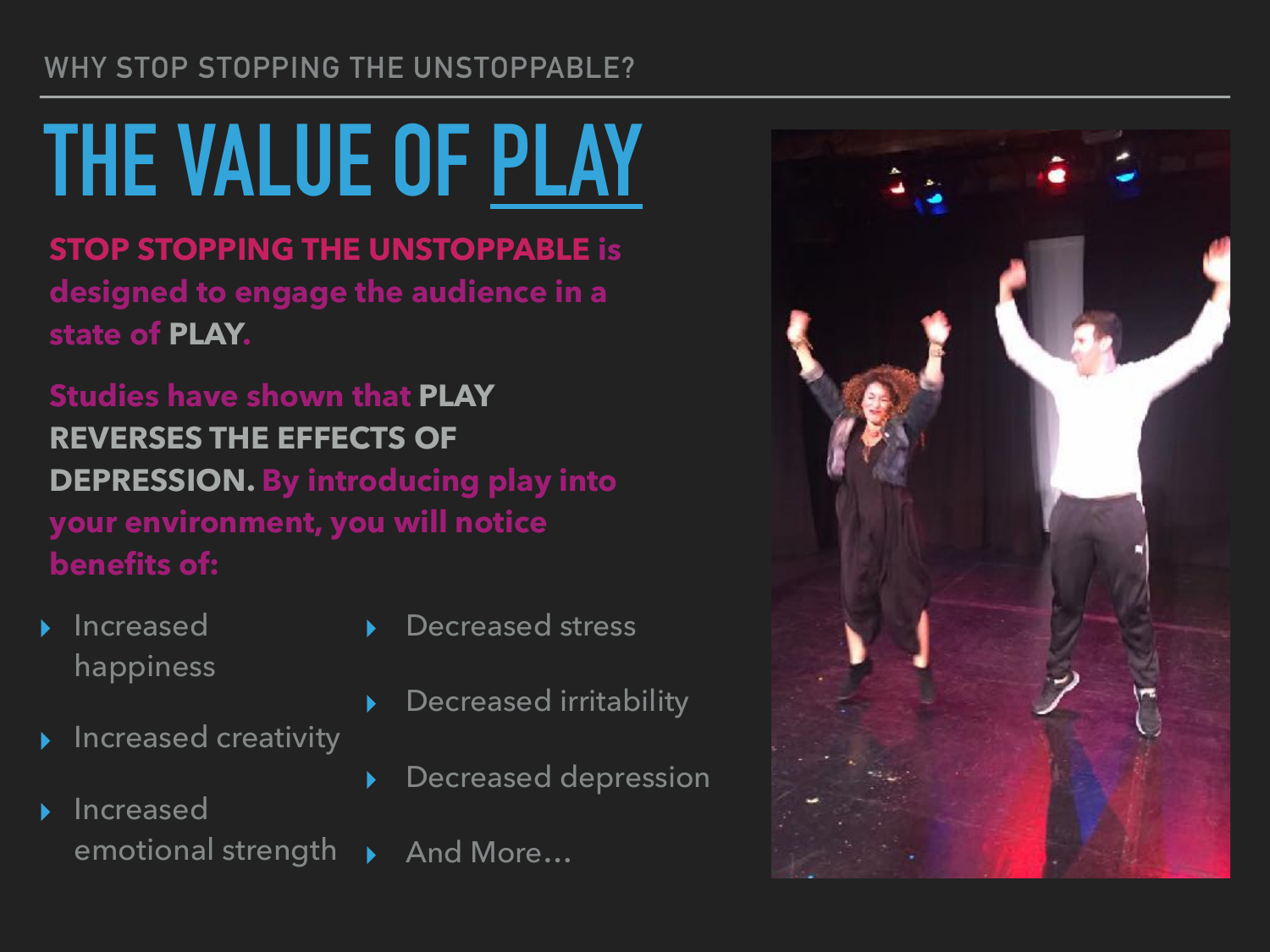WHY STOP STOPPING THE UNSTOPPABLE?

# THE VALUE OF PLAY

**STOP STOPPING THE UNSTOPPABLE is designed to engage the audience in a state of PLAY.**

**Studies have shown that PLAY REVERSES THE EFFECTS OF DEPRESSION. By introducing play into your environment, you will notice benefits of:**

- Increased happiness
- Increased creativity
- Increased emotional strength
- Decreased stress
- Decreased irritability
- Decreased depression
- And More…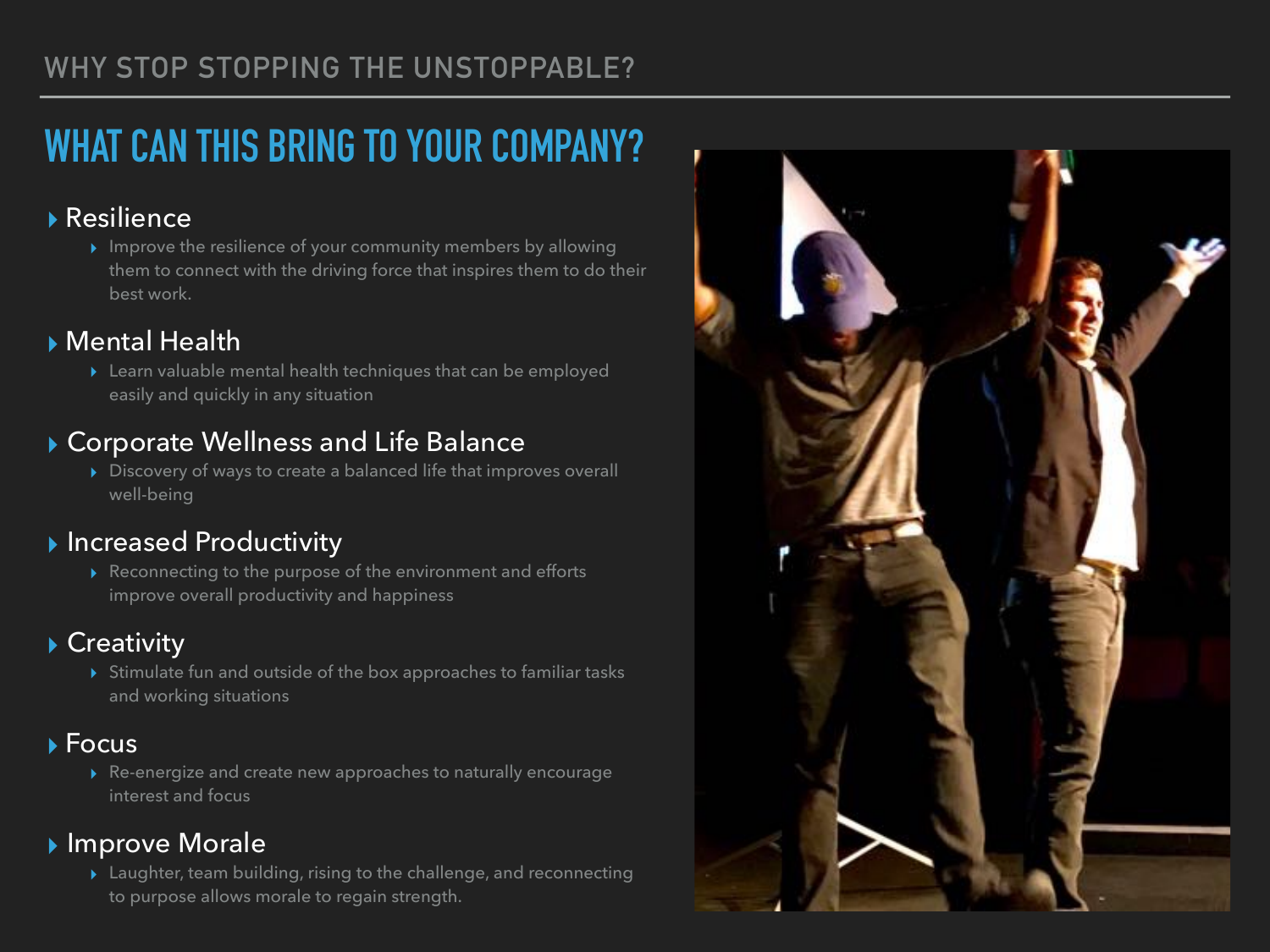## WHAT CAN THIS BRING TO YOUR COMPANY?

- Resilience
  - Improve the resilience of your community members by allowing them to connect with the driving force that inspires them to do their best work.
- Mental Health
  - Learn valuable mental health techniques that can be employed easily and quickly in any situation
- Corporate Wellness and Life Balance
  - Discovery of ways to create a balanced life that improves overall well-being
- Increased Productivity
  - Reconnecting to the purpose of the environment and efforts improve overall productivity and happiness
- Creativity
  - Stimulate fun and outside of the box approaches to familiar tasks and working situations
- Focus
  - Re-energize and create new approaches to naturally encourage interest and focus
- Improve Morale
  - Laughter, team building, rising to the challenge, and reconnecting to purpose allows morale to regain strength.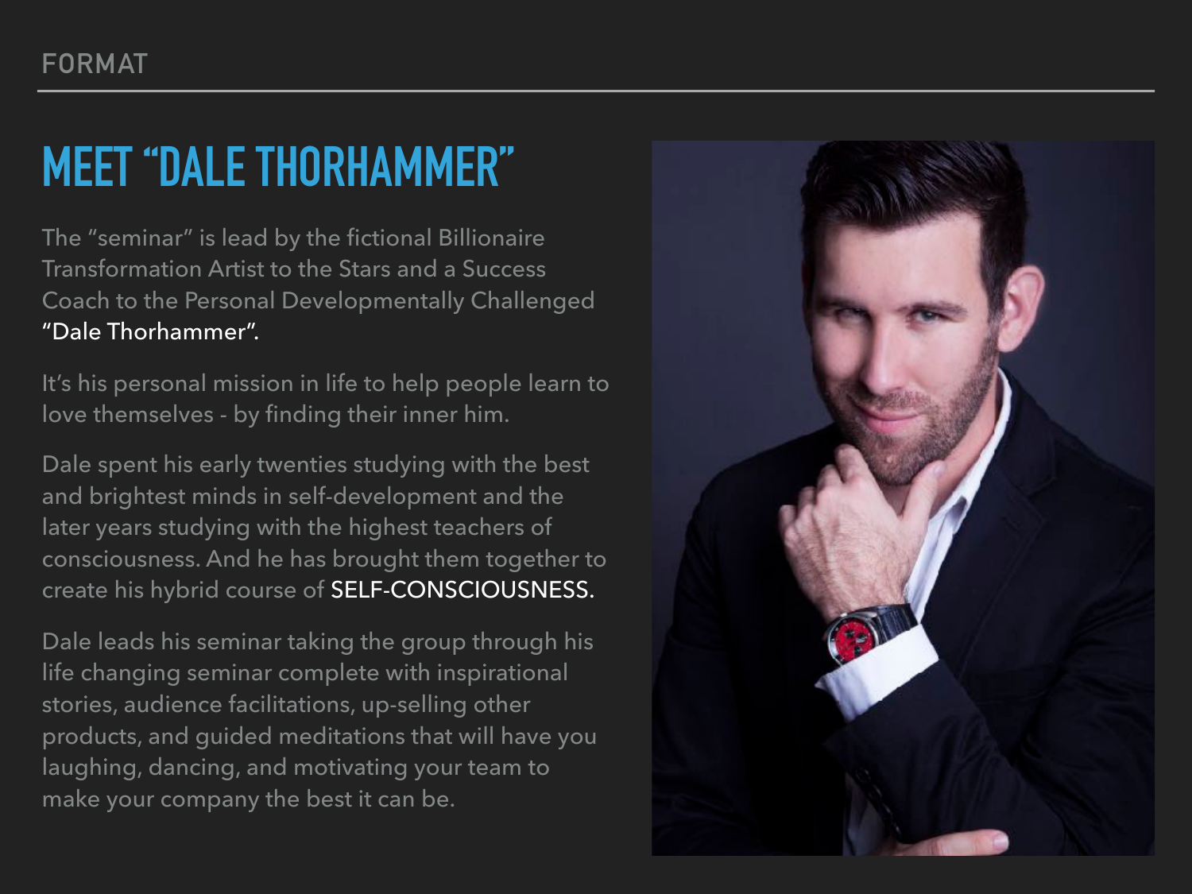FORMAT

# MEET "DALE THORHAMMER"

The "seminar" is lead by the fictional Billionaire Transformation Artist to the Stars and a Success Coach to the Personal Developmentally Challenged "Dale Thorhammer".

It's his personal mission in life to help people learn to love themselves - by finding their inner him.

Dale spent his early twenties studying with the best and brightest minds in self-development and the later years studying with the highest teachers of consciousness. And he has brought them together to create his hybrid course of SELF-CONSCIOUSNESS.

Dale leads his seminar taking the group through his life changing seminar complete with inspirational stories, audience facilitations, up-selling other products, and guided meditations that will have you laughing, dancing, and motivating your team to make your company the best it can be.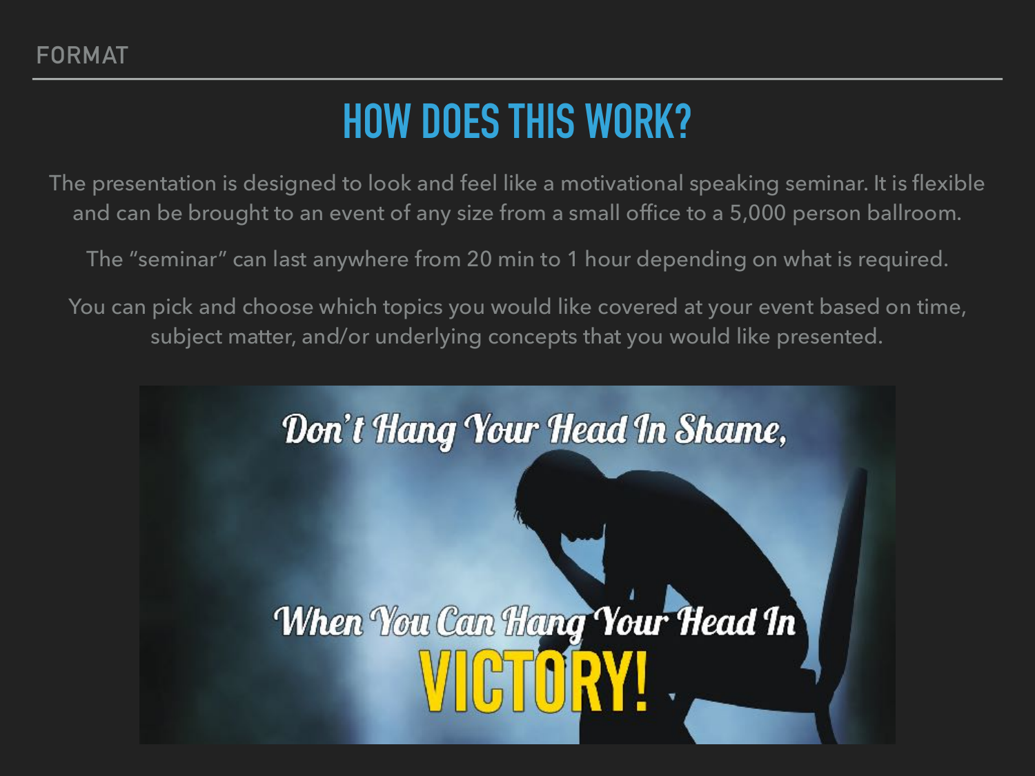FORMAT

# HOW DOES THIS WORK?

The presentation is designed to look and feel like a motivational speaking seminar. It is flexible and can be brought to an event of any size from a small office to a 5,000 person ballroom.

The "seminar" can last anywhere from 20 min to 1 hour depending on what is required.

You can pick and choose which topics you would like covered at your event based on time, subject matter, and/or underlying concepts that you would like presented.

Don't Hang Your Head In Shame,

When You Can Hang Your Head In

VICTORY!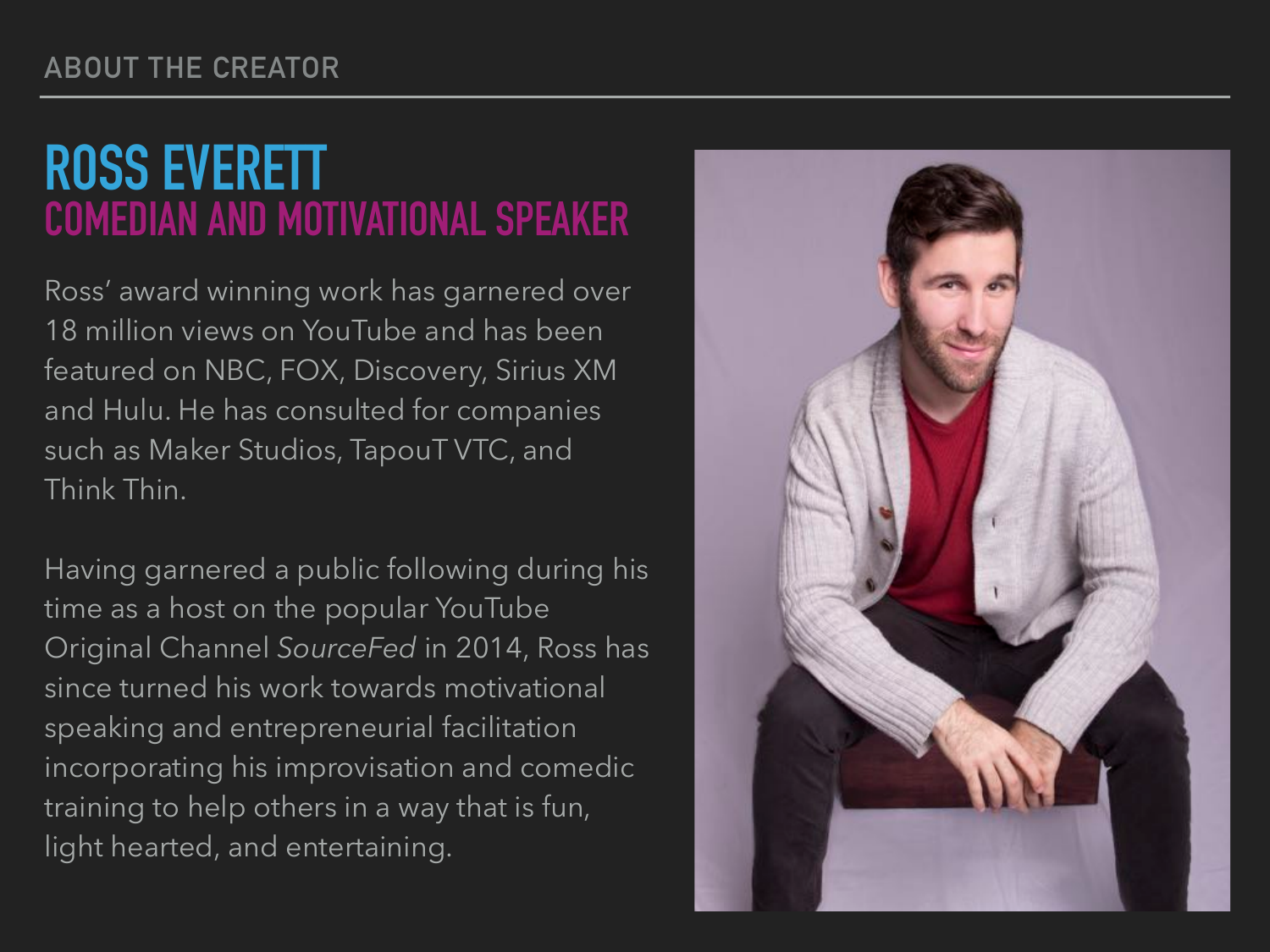ABOUT THE CREATOR

# ROSS EVERETT

## COMEDIAN AND MOTIVATIONAL SPEAKER

Ross' award winning work has garnered over 18 million views on YouTube and has been featured on NBC, FOX, Discovery, Sirius XM and Hulu. He has consulted for companies such as Maker Studios, TapouT VTC, and Think Thin.

Having garnered a public following during his time as a host on the popular YouTube Original Channel *SourceFed* in 2014, Ross has since turned his work towards motivational speaking and entrepreneurial facilitation incorporating his improvisation and comedic training to help others in a way that is fun, light hearted, and entertaining.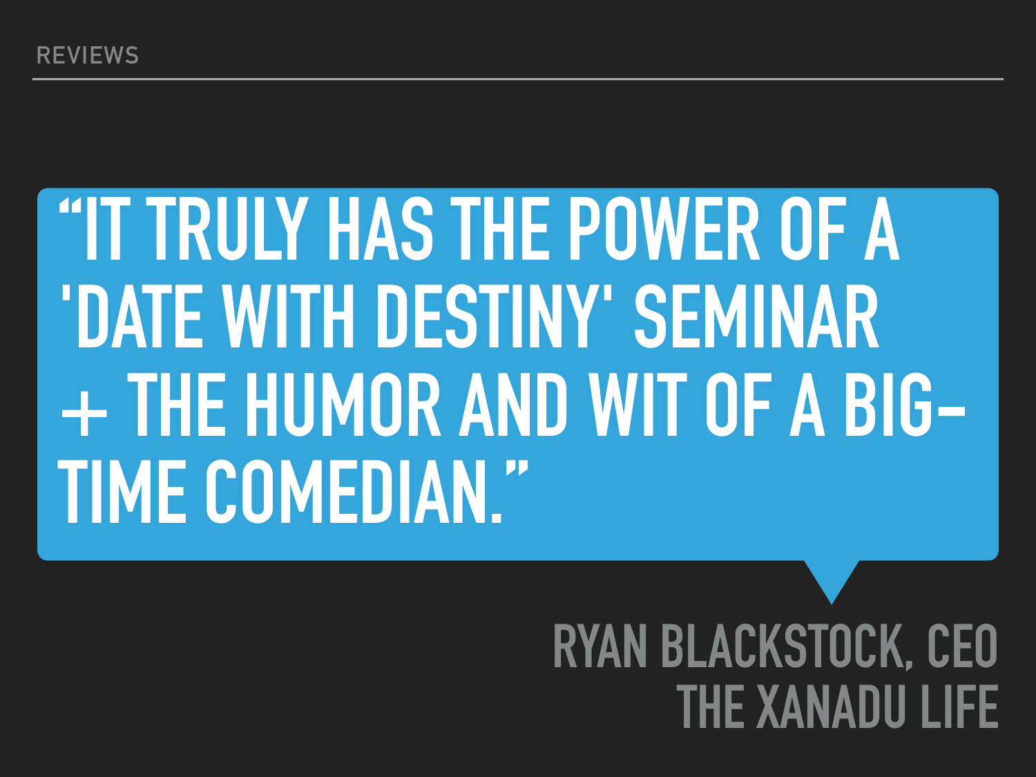## REVIEWS

> "IT TRULY HAS THE POWER OF A 'DATE WITH DESTINY' SEMINAR + THE HUMOR AND WIT OF A BIG-TIME COMEDIAN."

RYAN BLACKSTOCK, CEO
THE XANADU LIFE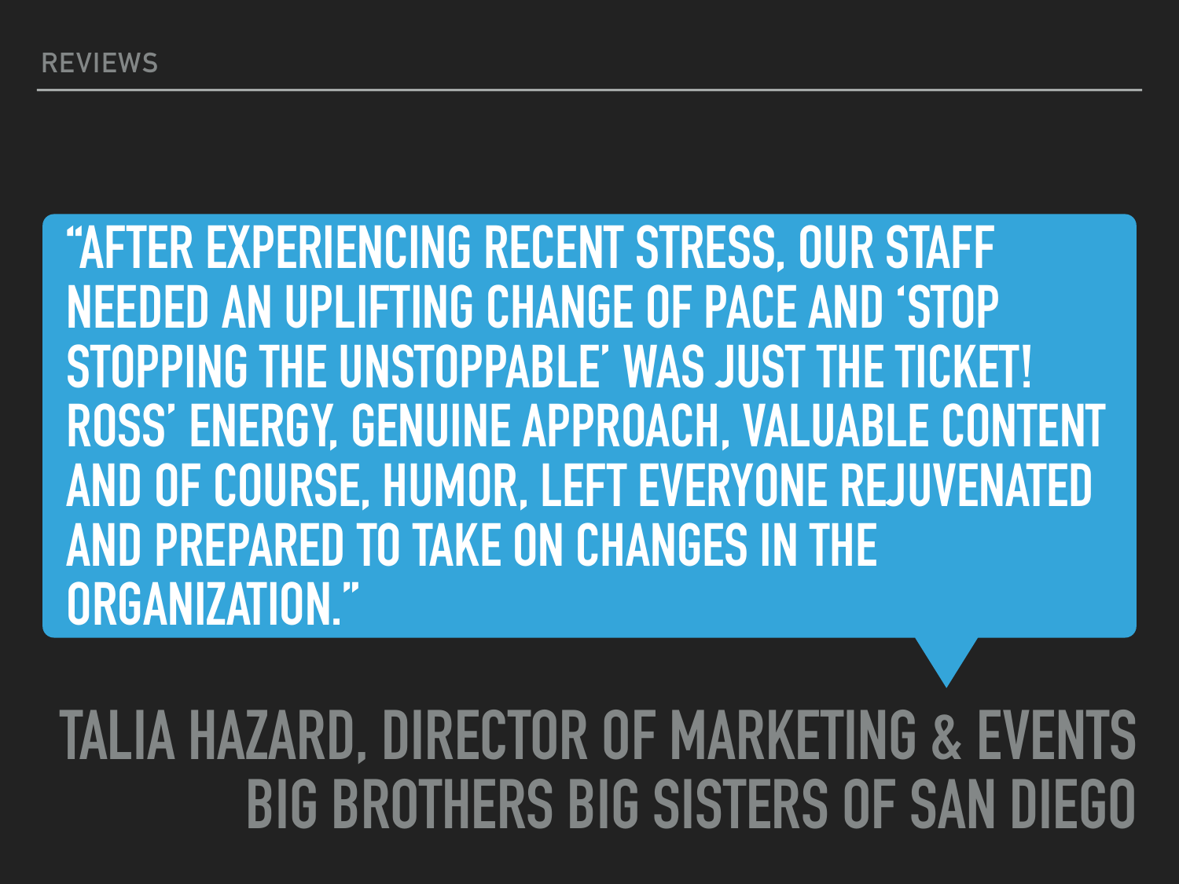## REVIEWS

> "AFTER EXPERIENCING RECENT STRESS, OUR STAFF NEEDED AN UPLIFTING CHANGE OF PACE AND 'STOP STOPPING THE UNSTOPPABLE' WAS JUST THE TICKET! ROSS' ENERGY, GENUINE APPROACH, VALUABLE CONTENT AND OF COURSE, HUMOR, LEFT EVERYONE REJUVENATED AND PREPARED TO TAKE ON CHANGES IN THE ORGANIZATION."

TALIA HAZARD, DIRECTOR OF MARKETING & EVENTS
BIG BROTHERS BIG SISTERS OF SAN DIEGO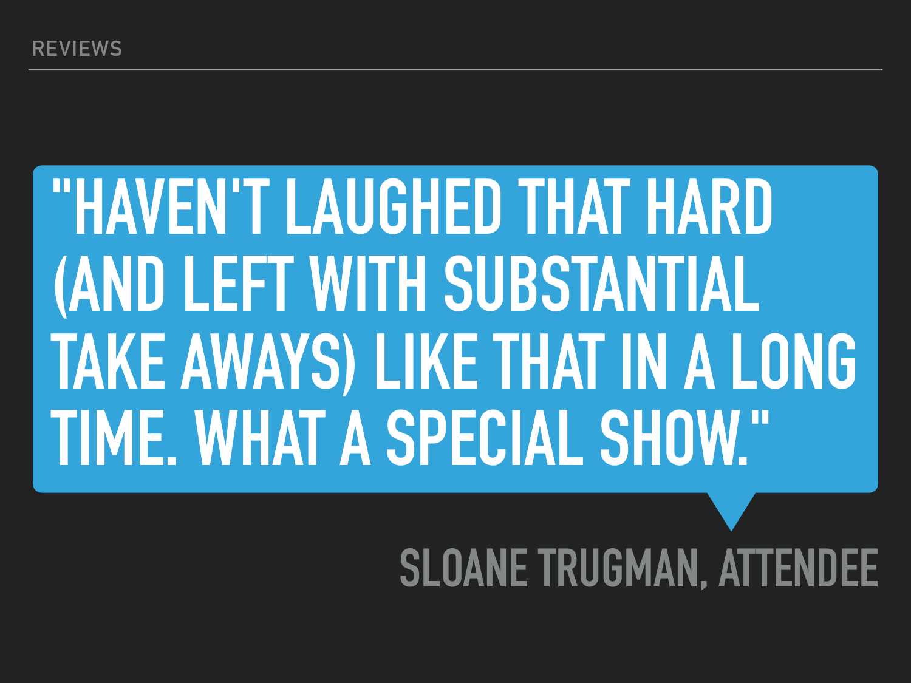REVIEWS

"HAVEN'T LAUGHED THAT HARD (AND LEFT WITH SUBSTANTIAL TAKE AWAYS) LIKE THAT IN A LONG TIME. WHAT A SPECIAL SHOW."

SLOANE TRUGMAN, ATTENDEE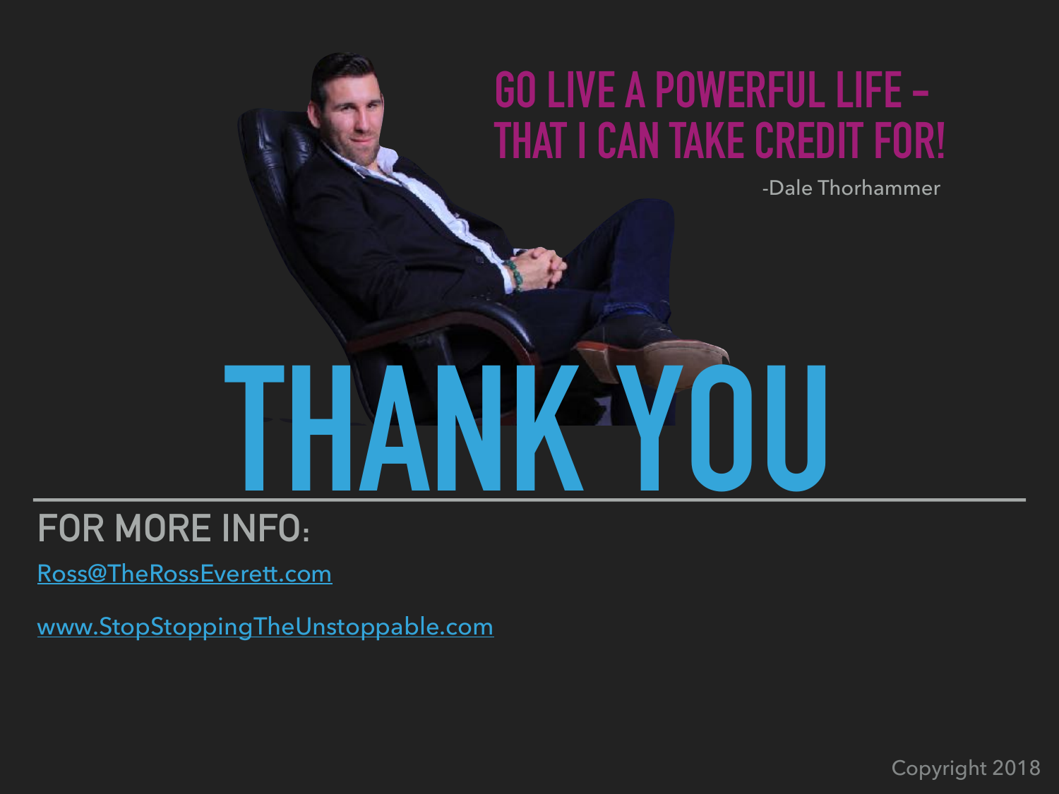GO LIVE A POWERFUL LIFE – THAT I CAN TAKE CREDIT FOR!

-Dale Thorhammer

# THANK YOU

## FOR MORE INFO:

Ross@TheRossEverett.com

www.StopStoppingTheUnstoppable.com

Copyright 2018